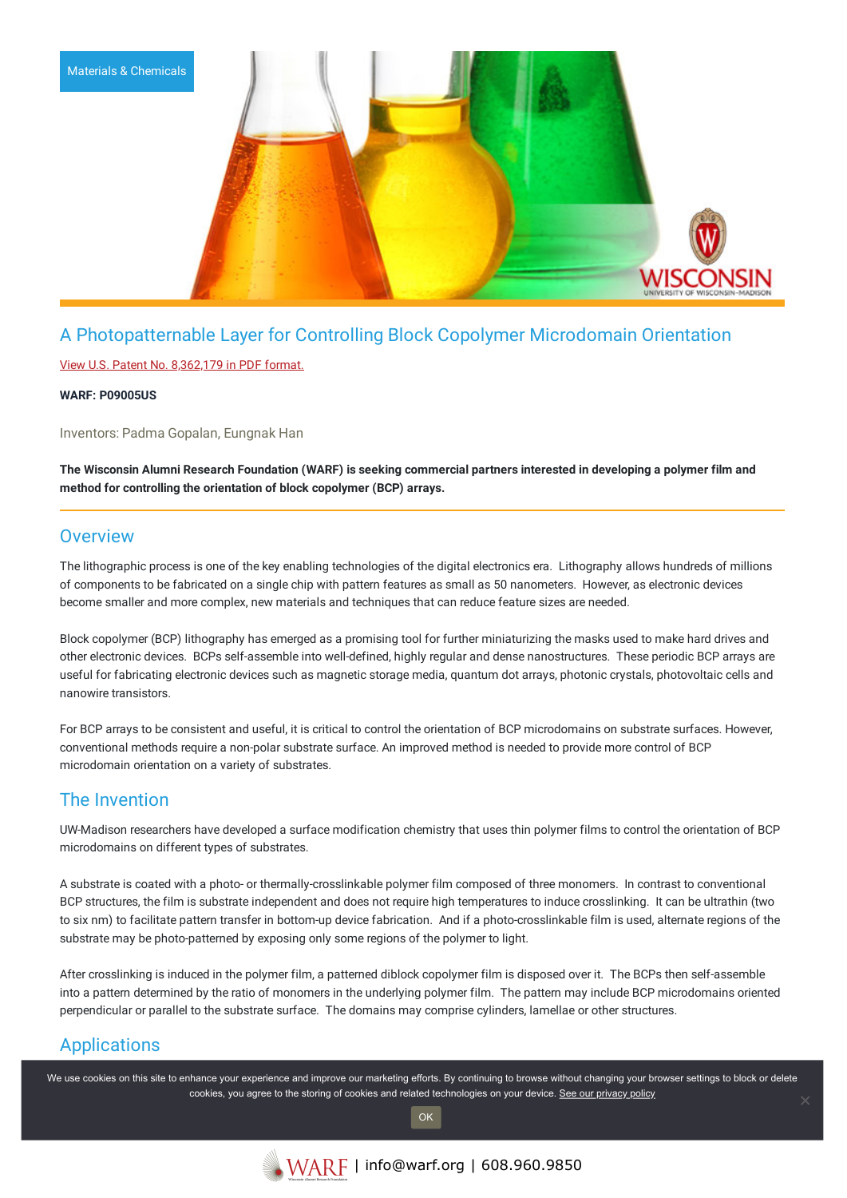Materials & Chemicals

# A Photopatternable Layer for Controlling Block Copolymer Microdomain Orientation

View U.S. Patent No. 8,362,179 in PDF format.

**WARF: P09005US**

Inventors: Padma Gopalan, Eungnak Han

**The Wisconsin Alumni Research Foundation (WARF) is seeking commercial partners interested in developing a polymer film and method for controlling the orientation of block copolymer (BCP) arrays.**

## Overview

The lithographic process is one of the key enabling technologies of the digital electronics era. Lithography allows hundreds of millions of components to be fabricated on a single chip with pattern features as small as 50 nanometers. However, as electronic devices become smaller and more complex, new materials and techniques that can reduce feature sizes are needed.

Block copolymer (BCP) lithography has emerged as a promising tool for further miniaturizing the masks used to make hard drives and other electronic devices. BCPs self-assemble into well-defined, highly regular and dense nanostructures. These periodic BCP arrays are useful for fabricating electronic devices such as magnetic storage media, quantum dot arrays, photonic crystals, photovoltaic cells and nanowire transistors.

For BCP arrays to be consistent and useful, it is critical to control the orientation of BCP microdomains on substrate surfaces. However, conventional methods require a non-polar substrate surface. An improved method is needed to provide more control of BCP microdomain orientation on a variety of substrates.

## The Invention

UW-Madison researchers have developed a surface modification chemistry that uses thin polymer films to control the orientation of BCP microdomains on different types of substrates.

A substrate is coated with a photo- or thermally-crosslinkable polymer film composed of three monomers. In contrast to conventional BCP structures, the film is substrate independent and does not require high temperatures to induce crosslinking. It can be ultrathin (two to six nm) to facilitate pattern transfer in bottom-up device fabrication. And if a photo-crosslinkable film is used, alternate regions of the substrate may be photo-patterned by exposing only some regions of the polymer to light.

After crosslinking is induced in the polymer film, a patterned diblock copolymer film is disposed over it. The BCPs then self-assemble into a pattern determined by the ratio of monomers in the underlying polymer film. The pattern may include BCP microdomains oriented perpendicular or parallel to the substrate surface. The domains may comprise cylinders, lamellae or other structures.

## Applications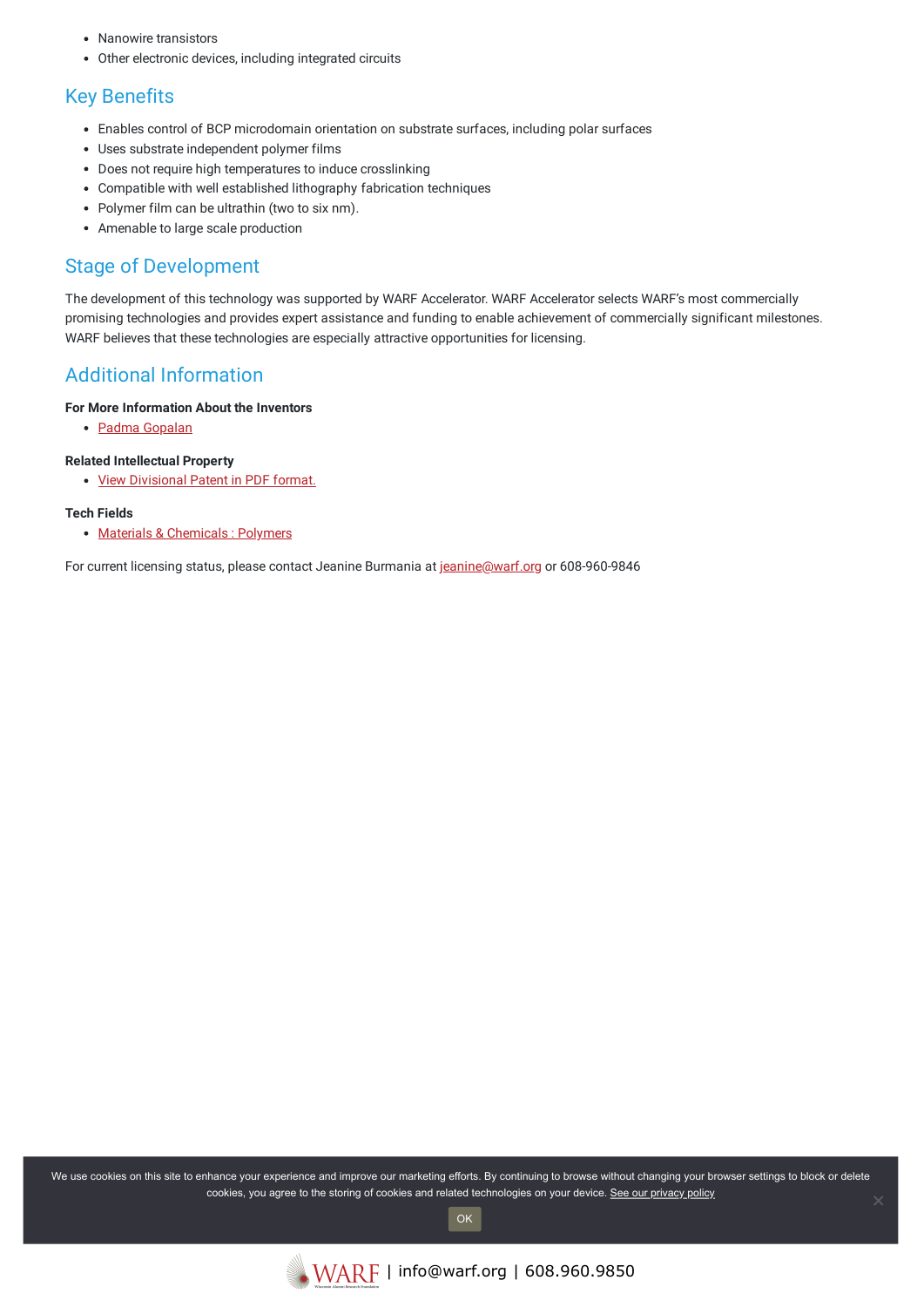- Nanowire transistors
- Other electronic devices, including integrated circuits

## Key Benefits

- Enables control of BCP microdomain orientation on substrate surfaces, including polar surfaces
- Uses substrate independent polymer films
- Does not require high temperatures to induce crosslinking
- Compatible with well established lithography fabrication techniques
- Polymer film can be ultrathin (two to six nm).
- Amenable to large scale production

## Stage of Development

The development of this technology was supported by WARF Accelerator. WARF Accelerator selects WARF's most commercially promising technologies and provides expert assistance and funding to enable achievement of commercially significant milestones. WARF believes that these technologies are especially attractive opportunities for licensing.

## Additional Information

**For More Information About the Inventors**

- Padma Gopalan

**Related Intellectual Property**

- View Divisional Patent in PDF format.

**Tech Fields**

- Materials & Chemicals : Polymers

For current licensing status, please contact Jeanine Burmania at jeanine@warf.org or 608-960-9846